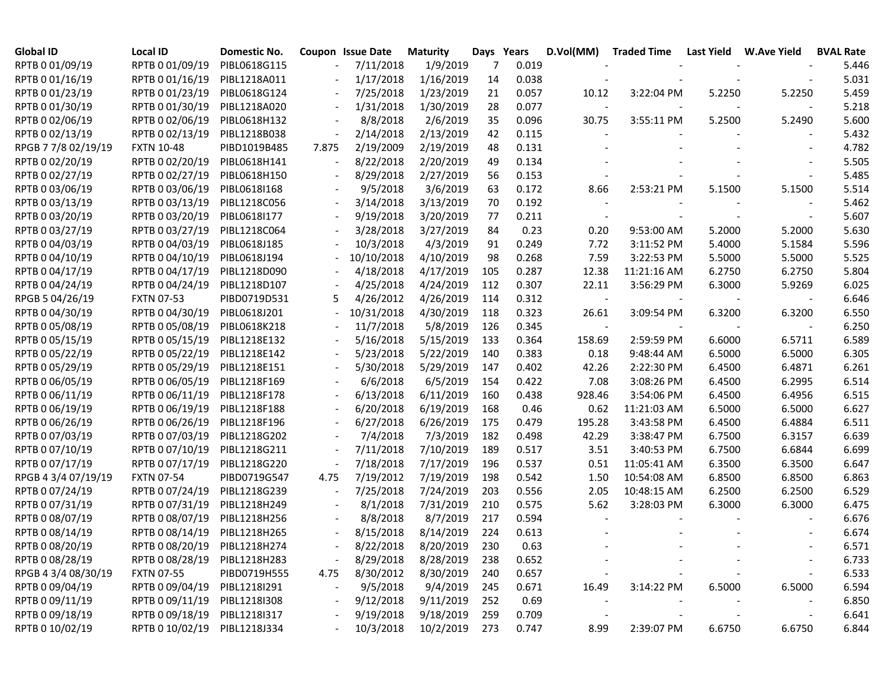| Global ID | Local ID | Domestic No. | Coupon | Issue Date | Maturity | Days | Years | D.Vol(MM) | Traded Time | Last Yield | W.Ave Yield | BVAL Rate |
|---|---|---|---|---|---|---|---|---|---|---|---|---|
| RPTB 0 01/09/19 | RPTB 0 01/09/19 | PIBL0618G115 | - | 7/11/2018 | 1/9/2019 | 7 | 0.019 | - | - | - | - | 5.446 |
| RPTB 0 01/16/19 | RPTB 0 01/16/19 | PIBL1218A011 | - | 1/17/2018 | 1/16/2019 | 14 | 0.038 | - | - | - | - | 5.031 |
| RPTB 0 01/23/19 | RPTB 0 01/23/19 | PIBL0618G124 | - | 7/25/2018 | 1/23/2019 | 21 | 0.057 | 10.12 | 3:22:04 PM | 5.2250 | 5.2250 | 5.459 |
| RPTB 0 01/30/19 | RPTB 0 01/30/19 | PIBL1218A020 | - | 1/31/2018 | 1/30/2019 | 28 | 0.077 | - | - | - | - | 5.218 |
| RPTB 0 02/06/19 | RPTB 0 02/06/19 | PIBL0618H132 | - | 8/8/2018 | 2/6/2019 | 35 | 0.096 | 30.75 | 3:55:11 PM | 5.2500 | 5.2490 | 5.600 |
| RPTB 0 02/13/19 | RPTB 0 02/13/19 | PIBL1218B038 | - | 2/14/2018 | 2/13/2019 | 42 | 0.115 | - | - | - | - | 5.432 |
| RPGB 7 7/8 02/19/19 | FXTN 10-48 | PIBD1019B485 | 7.875 | 2/19/2009 | 2/19/2019 | 48 | 0.131 | - | - | - | - | 4.782 |
| RPTB 0 02/20/19 | RPTB 0 02/20/19 | PIBL0618H141 | - | 8/22/2018 | 2/20/2019 | 49 | 0.134 | - | - | - | - | 5.505 |
| RPTB 0 02/27/19 | RPTB 0 02/27/19 | PIBL0618H150 | - | 8/29/2018 | 2/27/2019 | 56 | 0.153 | - | - | - | - | 5.485 |
| RPTB 0 03/06/19 | RPTB 0 03/06/19 | PIBL0618I168 | - | 9/5/2018 | 3/6/2019 | 63 | 0.172 | 8.66 | 2:53:21 PM | 5.1500 | 5.1500 | 5.514 |
| RPTB 0 03/13/19 | RPTB 0 03/13/19 | PIBL1218C056 | - | 3/14/2018 | 3/13/2019 | 70 | 0.192 | - | - | - | - | 5.462 |
| RPTB 0 03/20/19 | RPTB 0 03/20/19 | PIBL0618I177 | - | 9/19/2018 | 3/20/2019 | 77 | 0.211 | - | - | - | - | 5.607 |
| RPTB 0 03/27/19 | RPTB 0 03/27/19 | PIBL1218C064 | - | 3/28/2018 | 3/27/2019 | 84 | 0.23 | 0.20 | 9:53:00 AM | 5.2000 | 5.2000 | 5.630 |
| RPTB 0 04/03/19 | RPTB 0 04/03/19 | PIBL0618J185 | - | 10/3/2018 | 4/3/2019 | 91 | 0.249 | 7.72 | 3:11:52 PM | 5.4000 | 5.1584 | 5.596 |
| RPTB 0 04/10/19 | RPTB 0 04/10/19 | PIBL0618J194 | - | 10/10/2018 | 4/10/2019 | 98 | 0.268 | 7.59 | 3:22:53 PM | 5.5000 | 5.5000 | 5.525 |
| RPTB 0 04/17/19 | RPTB 0 04/17/19 | PIBL1218D090 | - | 4/18/2018 | 4/17/2019 | 105 | 0.287 | 12.38 | 11:21:16 AM | 6.2750 | 6.2750 | 5.804 |
| RPTB 0 04/24/19 | RPTB 0 04/24/19 | PIBL1218D107 | - | 4/25/2018 | 4/24/2019 | 112 | 0.307 | 22.11 | 3:56:29 PM | 6.3000 | 5.9269 | 6.025 |
| RPGB 5 04/26/19 | FXTN 07-53 | PIBD0719D531 | 5 | 4/26/2012 | 4/26/2019 | 114 | 0.312 | - | - | - | - | 6.646 |
| RPTB 0 04/30/19 | RPTB 0 04/30/19 | PIBL0618J201 | - | 10/31/2018 | 4/30/2019 | 118 | 0.323 | 26.61 | 3:09:54 PM | 6.3200 | 6.3200 | 6.550 |
| RPTB 0 05/08/19 | RPTB 0 05/08/19 | PIBL0618K218 | - | 11/7/2018 | 5/8/2019 | 126 | 0.345 | - | - | - | - | 6.250 |
| RPTB 0 05/15/19 | RPTB 0 05/15/19 | PIBL1218E132 | - | 5/16/2018 | 5/15/2019 | 133 | 0.364 | 158.69 | 2:59:59 PM | 6.6000 | 6.5711 | 6.589 |
| RPTB 0 05/22/19 | RPTB 0 05/22/19 | PIBL1218E142 | - | 5/23/2018 | 5/22/2019 | 140 | 0.383 | 0.18 | 9:48:44 AM | 6.5000 | 6.5000 | 6.305 |
| RPTB 0 05/29/19 | RPTB 0 05/29/19 | PIBL1218E151 | - | 5/30/2018 | 5/29/2019 | 147 | 0.402 | 42.26 | 2:22:30 PM | 6.4500 | 6.4871 | 6.261 |
| RPTB 0 06/05/19 | RPTB 0 06/05/19 | PIBL1218F169 | - | 6/6/2018 | 6/5/2019 | 154 | 0.422 | 7.08 | 3:08:26 PM | 6.4500 | 6.2995 | 6.514 |
| RPTB 0 06/11/19 | RPTB 0 06/11/19 | PIBL1218F178 | - | 6/13/2018 | 6/11/2019 | 160 | 0.438 | 928.46 | 3:54:06 PM | 6.4500 | 6.4956 | 6.515 |
| RPTB 0 06/19/19 | RPTB 0 06/19/19 | PIBL1218F188 | - | 6/20/2018 | 6/19/2019 | 168 | 0.46 | 0.62 | 11:21:03 AM | 6.5000 | 6.5000 | 6.627 |
| RPTB 0 06/26/19 | RPTB 0 06/26/19 | PIBL1218F196 | - | 6/27/2018 | 6/26/2019 | 175 | 0.479 | 195.28 | 3:43:58 PM | 6.4500 | 6.4884 | 6.511 |
| RPTB 0 07/03/19 | RPTB 0 07/03/19 | PIBL1218G202 | - | 7/4/2018 | 7/3/2019 | 182 | 0.498 | 42.29 | 3:38:47 PM | 6.7500 | 6.3157 | 6.639 |
| RPTB 0 07/10/19 | RPTB 0 07/10/19 | PIBL1218G211 | - | 7/11/2018 | 7/10/2019 | 189 | 0.517 | 3.51 | 3:40:53 PM | 6.7500 | 6.6844 | 6.699 |
| RPTB 0 07/17/19 | RPTB 0 07/17/19 | PIBL1218G220 | - | 7/18/2018 | 7/17/2019 | 196 | 0.537 | 0.51 | 11:05:41 AM | 6.3500 | 6.3500 | 6.647 |
| RPGB 4 3/4 07/19/19 | FXTN 07-54 | PIBD0719G547 | 4.75 | 7/19/2012 | 7/19/2019 | 198 | 0.542 | 1.50 | 10:54:08 AM | 6.8500 | 6.8500 | 6.863 |
| RPTB 0 07/24/19 | RPTB 0 07/24/19 | PIBL1218G239 | - | 7/25/2018 | 7/24/2019 | 203 | 0.556 | 2.05 | 10:48:15 AM | 6.2500 | 6.2500 | 6.529 |
| RPTB 0 07/31/19 | RPTB 0 07/31/19 | PIBL1218H249 | - | 8/1/2018 | 7/31/2019 | 210 | 0.575 | 5.62 | 3:28:03 PM | 6.3000 | 6.3000 | 6.475 |
| RPTB 0 08/07/19 | RPTB 0 08/07/19 | PIBL1218H256 | - | 8/8/2018 | 8/7/2019 | 217 | 0.594 | - | - | - | - | 6.676 |
| RPTB 0 08/14/19 | RPTB 0 08/14/19 | PIBL1218H265 | - | 8/15/2018 | 8/14/2019 | 224 | 0.613 | - | - | - | - | 6.674 |
| RPTB 0 08/20/19 | RPTB 0 08/20/19 | PIBL1218H274 | - | 8/22/2018 | 8/20/2019 | 230 | 0.63 | - | - | - | - | 6.571 |
| RPTB 0 08/28/19 | RPTB 0 08/28/19 | PIBL1218H283 | - | 8/29/2018 | 8/28/2019 | 238 | 0.652 | - | - | - | - | 6.733 |
| RPGB 4 3/4 08/30/19 | FXTN 07-55 | PIBD0719H555 | 4.75 | 8/30/2012 | 8/30/2019 | 240 | 0.657 | - | - | - | - | 6.533 |
| RPTB 0 09/04/19 | RPTB 0 09/04/19 | PIBL1218I291 | - | 9/5/2018 | 9/4/2019 | 245 | 0.671 | 16.49 | 3:14:22 PM | 6.5000 | 6.5000 | 6.594 |
| RPTB 0 09/11/19 | RPTB 0 09/11/19 | PIBL1218I308 | - | 9/12/2018 | 9/11/2019 | 252 | 0.69 | - | - | - | - | 6.850 |
| RPTB 0 09/18/19 | RPTB 0 09/18/19 | PIBL1218I317 | - | 9/19/2018 | 9/18/2019 | 259 | 0.709 | - | - | - | - | 6.641 |
| RPTB 0 10/02/19 | RPTB 0 10/02/19 | PIBL1218J334 | - | 10/3/2018 | 10/2/2019 | 273 | 0.747 | 8.99 | 2:39:07 PM | 6.6750 | 6.6750 | 6.844 |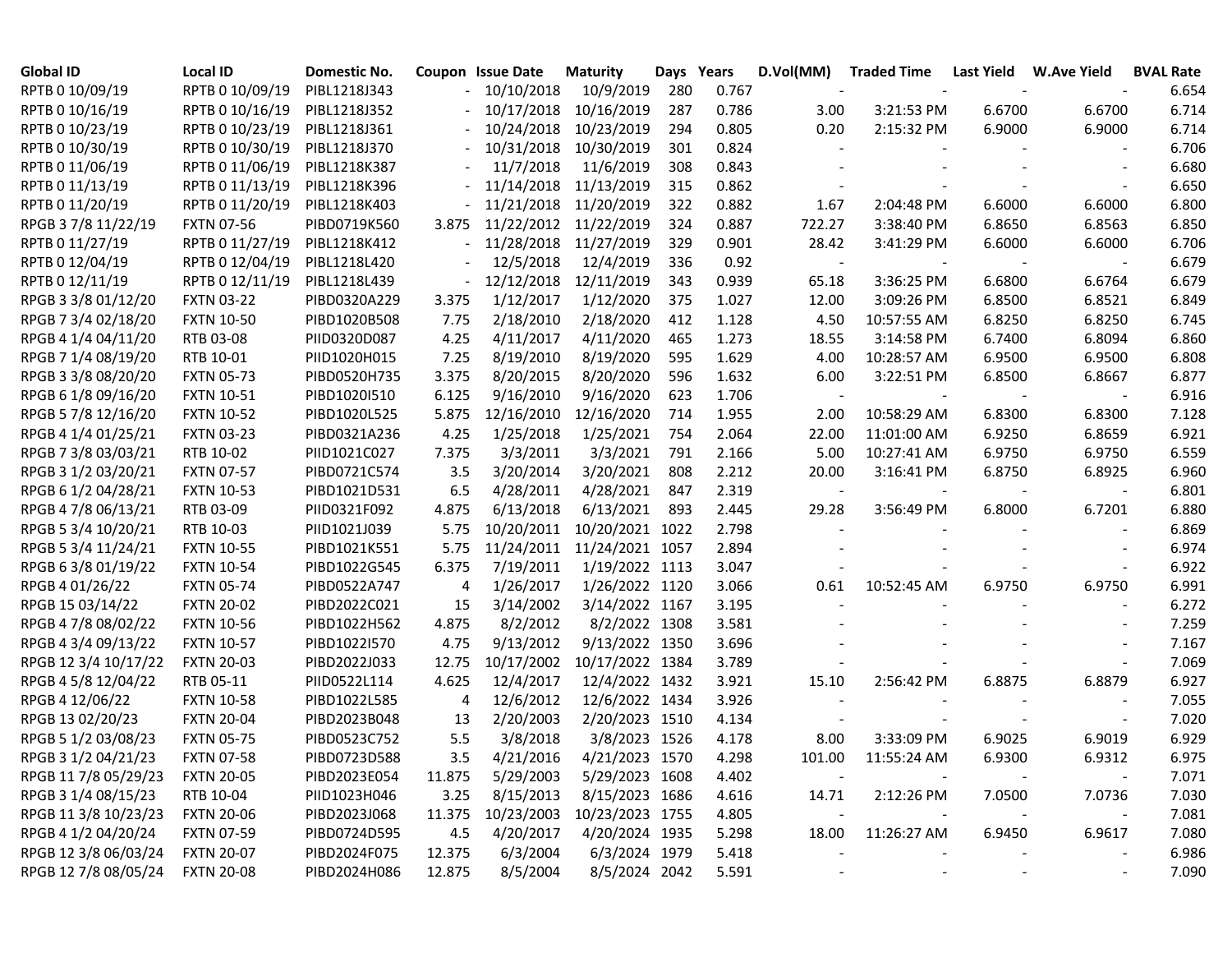| Global ID | Local ID | Domestic No. | Coupon | Issue Date | Maturity | Days | Years | D.Vol(MM) | Traded Time | Last Yield | W.Ave Yield | BVAL Rate |
|---|---|---|---|---|---|---|---|---|---|---|---|---|
| RPTB 0 10/09/19 | RPTB 0 10/09/19 | PIBL1218J343 | - | 10/10/2018 | 10/9/2019 | 280 | 0.767 | - | - | - | - | 6.654 |
| RPTB 0 10/16/19 | RPTB 0 10/16/19 | PIBL1218J352 | - | 10/17/2018 | 10/16/2019 | 287 | 0.786 | 3.00 | 3:21:53 PM | 6.6700 | 6.6700 | 6.714 |
| RPTB 0 10/23/19 | RPTB 0 10/23/19 | PIBL1218J361 | - | 10/24/2018 | 10/23/2019 | 294 | 0.805 | 0.20 | 2:15:32 PM | 6.9000 | 6.9000 | 6.714 |
| RPTB 0 10/30/19 | RPTB 0 10/30/19 | PIBL1218J370 | - | 10/31/2018 | 10/30/2019 | 301 | 0.824 | - | - | - | - | 6.706 |
| RPTB 0 11/06/19 | RPTB 0 11/06/19 | PIBL1218K387 | - | 11/7/2018 | 11/6/2019 | 308 | 0.843 | - | - | - | - | 6.680 |
| RPTB 0 11/13/19 | RPTB 0 11/13/19 | PIBL1218K396 | - | 11/14/2018 | 11/13/2019 | 315 | 0.862 | - | - | - | - | 6.650 |
| RPTB 0 11/20/19 | RPTB 0 11/20/19 | PIBL1218K403 | - | 11/21/2018 | 11/20/2019 | 322 | 0.882 | 1.67 | 2:04:48 PM | 6.6000 | 6.6000 | 6.800 |
| RPGB 3 7/8 11/22/19 | FXTN 07-56 | PIBD0719K560 | 3.875 | 11/22/2012 | 11/22/2019 | 324 | 0.887 | 722.27 | 3:38:40 PM | 6.8650 | 6.8563 | 6.850 |
| RPTB 0 11/27/19 | RPTB 0 11/27/19 | PIBL1218K412 | - | 11/28/2018 | 11/27/2019 | 329 | 0.901 | 28.42 | 3:41:29 PM | 6.6000 | 6.6000 | 6.706 |
| RPTB 0 12/04/19 | RPTB 0 12/04/19 | PIBL1218L420 | - | 12/5/2018 | 12/4/2019 | 336 | 0.92 | - | - | - | - | 6.679 |
| RPTB 0 12/11/19 | RPTB 0 12/11/19 | PIBL1218L439 | - | 12/12/2018 | 12/11/2019 | 343 | 0.939 | 65.18 | 3:36:25 PM | 6.6800 | 6.6764 | 6.679 |
| RPGB 3 3/8 01/12/20 | FXTN 03-22 | PIBD0320A229 | 3.375 | 1/12/2017 | 1/12/2020 | 375 | 1.027 | 12.00 | 3:09:26 PM | 6.8500 | 6.8521 | 6.849 |
| RPGB 7 3/4 02/18/20 | FXTN 10-50 | PIBD1020B508 | 7.75 | 2/18/2010 | 2/18/2020 | 412 | 1.128 | 4.50 | 10:57:55 AM | 6.8250 | 6.8250 | 6.745 |
| RPGB 4 1/4 04/11/20 | RTB 03-08 | PIID0320D087 | 4.25 | 4/11/2017 | 4/11/2020 | 465 | 1.273 | 18.55 | 3:14:58 PM | 6.7400 | 6.8094 | 6.860 |
| RPGB 7 1/4 08/19/20 | RTB 10-01 | PIID1020H015 | 7.25 | 8/19/2010 | 8/19/2020 | 595 | 1.629 | 4.00 | 10:28:57 AM | 6.9500 | 6.9500 | 6.808 |
| RPGB 3 3/8 08/20/20 | FXTN 05-73 | PIBD0520H735 | 3.375 | 8/20/2015 | 8/20/2020 | 596 | 1.632 | 6.00 | 3:22:51 PM | 6.8500 | 6.8667 | 6.877 |
| RPGB 6 1/8 09/16/20 | FXTN 10-51 | PIBD1020I510 | 6.125 | 9/16/2010 | 9/16/2020 | 623 | 1.706 | - | - | - | - | 6.916 |
| RPGB 5 7/8 12/16/20 | FXTN 10-52 | PIBD1020L525 | 5.875 | 12/16/2010 | 12/16/2020 | 714 | 1.955 | 2.00 | 10:58:29 AM | 6.8300 | 6.8300 | 7.128 |
| RPGB 4 1/4 01/25/21 | FXTN 03-23 | PIBD0321A236 | 4.25 | 1/25/2018 | 1/25/2021 | 754 | 2.064 | 22.00 | 11:01:00 AM | 6.9250 | 6.8659 | 6.921 |
| RPGB 7 3/8 03/03/21 | RTB 10-02 | PIID1021C027 | 7.375 | 3/3/2011 | 3/3/2021 | 791 | 2.166 | 5.00 | 10:27:41 AM | 6.9750 | 6.9750 | 6.559 |
| RPGB 3 1/2 03/20/21 | FXTN 07-57 | PIBD0721C574 | 3.5 | 3/20/2014 | 3/20/2021 | 808 | 2.212 | 20.00 | 3:16:41 PM | 6.8750 | 6.8925 | 6.960 |
| RPGB 6 1/2 04/28/21 | FXTN 10-53 | PIBD1021D531 | 6.5 | 4/28/2011 | 4/28/2021 | 847 | 2.319 | - | - | - | - | 6.801 |
| RPGB 4 7/8 06/13/21 | RTB 03-09 | PIID0321F092 | 4.875 | 6/13/2018 | 6/13/2021 | 893 | 2.445 | 29.28 | 3:56:49 PM | 6.8000 | 6.7201 | 6.880 |
| RPGB 5 3/4 10/20/21 | RTB 10-03 | PIID1021J039 | 5.75 | 10/20/2011 | 10/20/2021 | 1022 | 2.798 | - | - | - | - | 6.869 |
| RPGB 5 3/4 11/24/21 | FXTN 10-55 | PIBD1021K551 | 5.75 | 11/24/2011 | 11/24/2021 | 1057 | 2.894 | - | - | - | - | 6.974 |
| RPGB 6 3/8 01/19/22 | FXTN 10-54 | PIBD1022G545 | 6.375 | 7/19/2011 | 1/19/2022 | 1113 | 3.047 | - | - | - | - | 6.922 |
| RPGB 4 01/26/22 | FXTN 05-74 | PIBD0522A747 | 4 | 1/26/2017 | 1/26/2022 | 1120 | 3.066 | 0.61 | 10:52:45 AM | 6.9750 | 6.9750 | 6.991 |
| RPGB 15 03/14/22 | FXTN 20-02 | PIBD2022C021 | 15 | 3/14/2002 | 3/14/2022 | 1167 | 3.195 | - | - | - | - | 6.272 |
| RPGB 4 7/8 08/02/22 | FXTN 10-56 | PIBD1022H562 | 4.875 | 8/2/2012 | 8/2/2022 | 1308 | 3.581 | - | - | - | - | 7.259 |
| RPGB 4 3/4 09/13/22 | FXTN 10-57 | PIBD1022I570 | 4.75 | 9/13/2012 | 9/13/2022 | 1350 | 3.696 | - | - | - | - | 7.167 |
| RPGB 12 3/4 10/17/22 | FXTN 20-03 | PIBD2022J033 | 12.75 | 10/17/2002 | 10/17/2022 | 1384 | 3.789 | - | - | - | - | 7.069 |
| RPGB 4 5/8 12/04/22 | RTB 05-11 | PIID0522L114 | 4.625 | 12/4/2017 | 12/4/2022 | 1432 | 3.921 | 15.10 | 2:56:42 PM | 6.8875 | 6.8879 | 6.927 |
| RPGB 4 12/06/22 | FXTN 10-58 | PIBD1022L585 | 4 | 12/6/2012 | 12/6/2022 | 1434 | 3.926 | - | - | - | - | 7.055 |
| RPGB 13 02/20/23 | FXTN 20-04 | PIBD2023B048 | 13 | 2/20/2003 | 2/20/2023 | 1510 | 4.134 | - | - | - | - | 7.020 |
| RPGB 5 1/2 03/08/23 | FXTN 05-75 | PIBD0523C752 | 5.5 | 3/8/2018 | 3/8/2023 | 1526 | 4.178 | 8.00 | 3:33:09 PM | 6.9025 | 6.9019 | 6.929 |
| RPGB 3 1/2 04/21/23 | FXTN 07-58 | PIBD0723D588 | 3.5 | 4/21/2016 | 4/21/2023 | 1570 | 4.298 | 101.00 | 11:55:24 AM | 6.9300 | 6.9312 | 6.975 |
| RPGB 11 7/8 05/29/23 | FXTN 20-05 | PIBD2023E054 | 11.875 | 5/29/2003 | 5/29/2023 | 1608 | 4.402 | - | - | - | - | 7.071 |
| RPGB 3 1/4 08/15/23 | RTB 10-04 | PIID1023H046 | 3.25 | 8/15/2013 | 8/15/2023 | 1686 | 4.616 | 14.71 | 2:12:26 PM | 7.0500 | 7.0736 | 7.030 |
| RPGB 11 3/8 10/23/23 | FXTN 20-06 | PIBD2023J068 | 11.375 | 10/23/2003 | 10/23/2023 | 1755 | 4.805 | - | - | - | - | 7.081 |
| RPGB 4 1/2 04/20/24 | FXTN 07-59 | PIBD0724D595 | 4.5 | 4/20/2017 | 4/20/2024 | 1935 | 5.298 | 18.00 | 11:26:27 AM | 6.9450 | 6.9617 | 7.080 |
| RPGB 12 3/8 06/03/24 | FXTN 20-07 | PIBD2024F075 | 12.375 | 6/3/2004 | 6/3/2024 | 1979 | 5.418 | - | - | - | - | 6.986 |
| RPGB 12 7/8 08/05/24 | FXTN 20-08 | PIBD2024H086 | 12.875 | 8/5/2004 | 8/5/2024 | 2042 | 5.591 | - | - | - | - | 7.090 |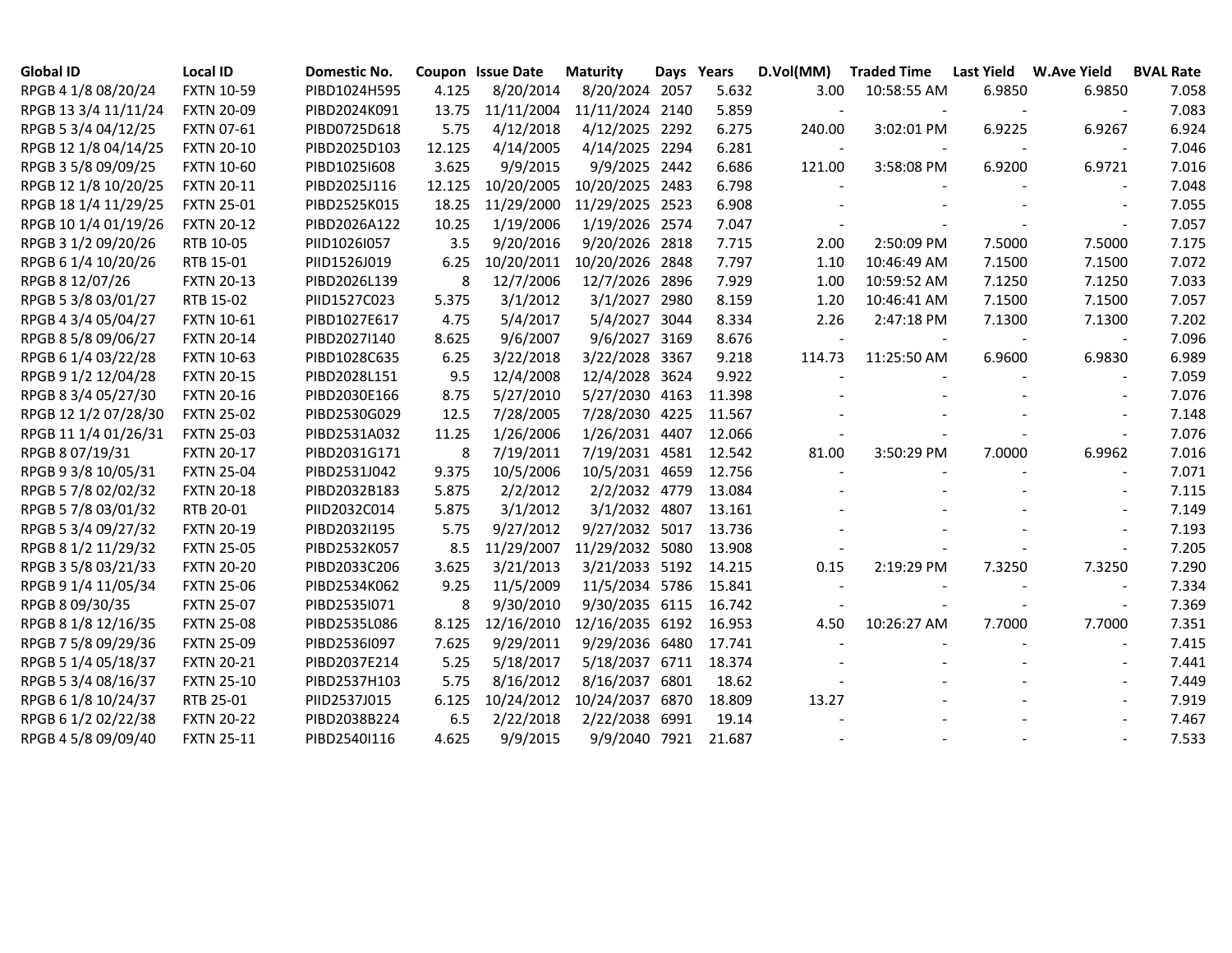| Global ID | Local ID | Domestic No. | Coupon | Issue Date | Maturity | Days | Years | D.Vol(MM) | Traded Time | Last Yield | W.Ave Yield | BVAL Rate |
|---|---|---|---|---|---|---|---|---|---|---|---|---|
| RPGB 4 1/8 08/20/24 | FXTN 10-59 | PIBD1024H595 | 4.125 | 8/20/2014 | 8/20/2024 | 2057 | 5.632 | 3.00 | 10:58:55 AM | 6.9850 | 6.9850 | 7.058 |
| RPGB 13 3/4 11/11/24 | FXTN 20-09 | PIBD2024K091 | 13.75 | 11/11/2004 | 11/11/2024 | 2140 | 5.859 | - | - | - | - | 7.083 |
| RPGB 5 3/4 04/12/25 | FXTN 07-61 | PIBD0725D618 | 5.75 | 4/12/2018 | 4/12/2025 | 2292 | 6.275 | 240.00 | 3:02:01 PM | 6.9225 | 6.9267 | 6.924 |
| RPGB 12 1/8 04/14/25 | FXTN 20-10 | PIBD2025D103 | 12.125 | 4/14/2005 | 4/14/2025 | 2294 | 6.281 | - | - | - | - | 7.046 |
| RPGB 3 5/8 09/09/25 | FXTN 10-60 | PIBD1025I608 | 3.625 | 9/9/2015 | 9/9/2025 | 2442 | 6.686 | 121.00 | 3:58:08 PM | 6.9200 | 6.9721 | 7.016 |
| RPGB 12 1/8 10/20/25 | FXTN 20-11 | PIBD2025J116 | 12.125 | 10/20/2005 | 10/20/2025 | 2483 | 6.798 | - | - | - | - | 7.048 |
| RPGB 18 1/4 11/29/25 | FXTN 25-01 | PIBD2525K015 | 18.25 | 11/29/2000 | 11/29/2025 | 2523 | 6.908 | - | - | - | - | 7.055 |
| RPGB 10 1/4 01/19/26 | FXTN 20-12 | PIBD2026A122 | 10.25 | 1/19/2006 | 1/19/2026 | 2574 | 7.047 | - | - | - | - | 7.057 |
| RPGB 3 1/2 09/20/26 | RTB 10-05 | PIID1026I057 | 3.5 | 9/20/2016 | 9/20/2026 | 2818 | 7.715 | 2.00 | 2:50:09 PM | 7.5000 | 7.5000 | 7.175 |
| RPGB 6 1/4 10/20/26 | RTB 15-01 | PIID1526J019 | 6.25 | 10/20/2011 | 10/20/2026 | 2848 | 7.797 | 1.10 | 10:46:49 AM | 7.1500 | 7.1500 | 7.072 |
| RPGB 8 12/07/26 | FXTN 20-13 | PIBD2026L139 | 8 | 12/7/2006 | 12/7/2026 | 2896 | 7.929 | 1.00 | 10:59:52 AM | 7.1250 | 7.1250 | 7.033 |
| RPGB 5 3/8 03/01/27 | RTB 15-02 | PIID1527C023 | 5.375 | 3/1/2012 | 3/1/2027 | 2980 | 8.159 | 1.20 | 10:46:41 AM | 7.1500 | 7.1500 | 7.057 |
| RPGB 4 3/4 05/04/27 | FXTN 10-61 | PIBD1027E617 | 4.75 | 5/4/2017 | 5/4/2027 | 3044 | 8.334 | 2.26 | 2:47:18 PM | 7.1300 | 7.1300 | 7.202 |
| RPGB 8 5/8 09/06/27 | FXTN 20-14 | PIBD2027I140 | 8.625 | 9/6/2007 | 9/6/2027 | 3169 | 8.676 | - | - | - | - | 7.096 |
| RPGB 6 1/4 03/22/28 | FXTN 10-63 | PIBD1028C635 | 6.25 | 3/22/2018 | 3/22/2028 | 3367 | 9.218 | 114.73 | 11:25:50 AM | 6.9600 | 6.9830 | 6.989 |
| RPGB 9 1/2 12/04/28 | FXTN 20-15 | PIBD2028L151 | 9.5 | 12/4/2008 | 12/4/2028 | 3624 | 9.922 | - | - | - | - | 7.059 |
| RPGB 8 3/4 05/27/30 | FXTN 20-16 | PIBD2030E166 | 8.75 | 5/27/2010 | 5/27/2030 | 4163 | 11.398 | - | - | - | - | 7.076 |
| RPGB 12 1/2 07/28/30 | FXTN 25-02 | PIBD2530G029 | 12.5 | 7/28/2005 | 7/28/2030 | 4225 | 11.567 | - | - | - | - | 7.148 |
| RPGB 11 1/4 01/26/31 | FXTN 25-03 | PIBD2531A032 | 11.25 | 1/26/2006 | 1/26/2031 | 4407 | 12.066 | - | - | - | - | 7.076 |
| RPGB 8 07/19/31 | FXTN 20-17 | PIBD2031G171 | 8 | 7/19/2011 | 7/19/2031 | 4581 | 12.542 | 81.00 | 3:50:29 PM | 7.0000 | 6.9962 | 7.016 |
| RPGB 9 3/8 10/05/31 | FXTN 25-04 | PIBD2531J042 | 9.375 | 10/5/2006 | 10/5/2031 | 4659 | 12.756 | - | - | - | - | 7.071 |
| RPGB 5 7/8 02/02/32 | FXTN 20-18 | PIBD2032B183 | 5.875 | 2/2/2012 | 2/2/2032 | 4779 | 13.084 | - | - | - | - | 7.115 |
| RPGB 5 7/8 03/01/32 | RTB 20-01 | PIID2032C014 | 5.875 | 3/1/2012 | 3/1/2032 | 4807 | 13.161 | - | - | - | - | 7.149 |
| RPGB 5 3/4 09/27/32 | FXTN 20-19 | PIBD2032I195 | 5.75 | 9/27/2012 | 9/27/2032 | 5017 | 13.736 | - | - | - | - | 7.193 |
| RPGB 8 1/2 11/29/32 | FXTN 25-05 | PIBD2532K057 | 8.5 | 11/29/2007 | 11/29/2032 | 5080 | 13.908 | - | - | - | - | 7.205 |
| RPGB 3 5/8 03/21/33 | FXTN 20-20 | PIBD2033C206 | 3.625 | 3/21/2013 | 3/21/2033 | 5192 | 14.215 | 0.15 | 2:19:29 PM | 7.3250 | 7.3250 | 7.290 |
| RPGB 9 1/4 11/05/34 | FXTN 25-06 | PIBD2534K062 | 9.25 | 11/5/2009 | 11/5/2034 | 5786 | 15.841 | - | - | - | - | 7.334 |
| RPGB 8 09/30/35 | FXTN 25-07 | PIBD2535I071 | 8 | 9/30/2010 | 9/30/2035 | 6115 | 16.742 | - | - | - | - | 7.369 |
| RPGB 8 1/8 12/16/35 | FXTN 25-08 | PIBD2535L086 | 8.125 | 12/16/2010 | 12/16/2035 | 6192 | 16.953 | 4.50 | 10:26:27 AM | 7.7000 | 7.7000 | 7.351 |
| RPGB 7 5/8 09/29/36 | FXTN 25-09 | PIBD2536I097 | 7.625 | 9/29/2011 | 9/29/2036 | 6480 | 17.741 | - | - | - | - | 7.415 |
| RPGB 5 1/4 05/18/37 | FXTN 20-21 | PIBD2037E214 | 5.25 | 5/18/2017 | 5/18/2037 | 6711 | 18.374 | - | - | - | - | 7.441 |
| RPGB 5 3/4 08/16/37 | FXTN 25-10 | PIBD2537H103 | 5.75 | 8/16/2012 | 8/16/2037 | 6801 | 18.62 | - | - | - | - | 7.449 |
| RPGB 6 1/8 10/24/37 | RTB 25-01 | PIID2537J015 | 6.125 | 10/24/2012 | 10/24/2037 | 6870 | 18.809 | 13.27 | - | - | - | 7.919 |
| RPGB 6 1/2 02/22/38 | FXTN 20-22 | PIBD2038B224 | 6.5 | 2/22/2018 | 2/22/2038 | 6991 | 19.14 | - | - | - | - | 7.467 |
| RPGB 4 5/8 09/09/40 | FXTN 25-11 | PIBD2540I116 | 4.625 | 9/9/2015 | 9/9/2040 | 7921 | 21.687 | - | - | - | - | 7.533 |